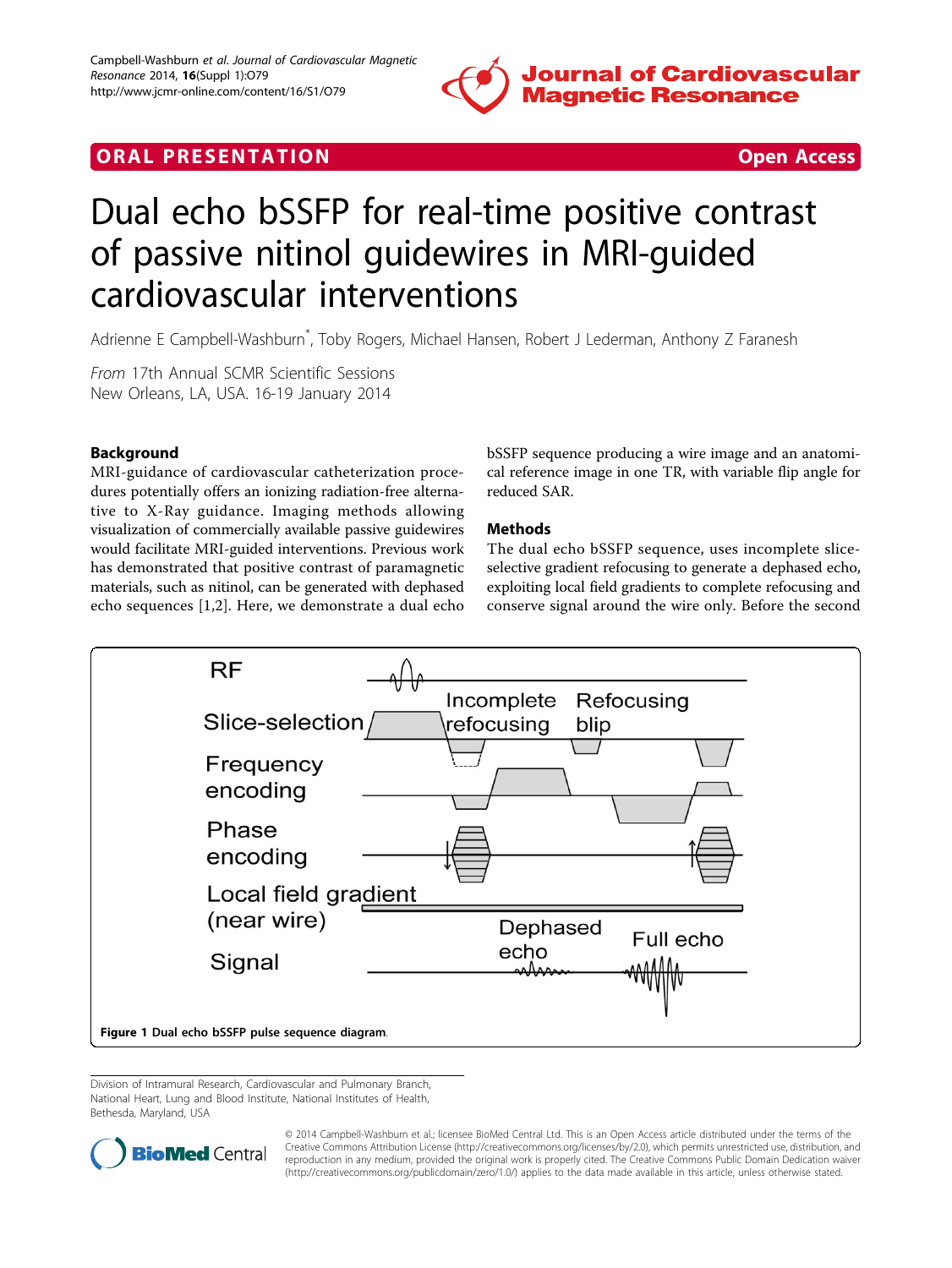ORAL PRESENTATION — Open Access

# Dual echo bSSFP for real-time positive contrast of passive nitinol guidewires in MRI-guided cardiovascular interventions

Adrienne E Campbell-Washburn*, Toby Rogers, Michael Hansen, Robert J Lederman, Anthony Z Faranesh

*From* 17th Annual SCMR Scientific Sessions
New Orleans, LA, USA. 16-19 January 2014

## Background

MRI-guidance of cardiovascular catheterization procedures potentially offers an ionizing radiation-free alternative to X-Ray guidance. Imaging methods allowing visualization of commercially available passive guidewires would facilitate MRI-guided interventions. Previous work has demonstrated that positive contrast of paramagnetic materials, such as nitinol, can be generated with dephased echo sequences [1,2]. Here, we demonstrate a dual echo bSSFP sequence producing a wire image and an anatomical reference image in one TR, with variable flip angle for reduced SAR.

## Methods

The dual echo bSSFP sequence, uses incomplete slice-selective gradient refocusing to generate a dephased echo, exploiting local field gradients to complete refocusing and conserve signal around the wire only. Before the second

**Figure 1** Dual echo bSSFP pulse sequence diagram.

Division of Intramural Research, Cardiovascular and Pulmonary Branch, National Heart, Lung and Blood Institute, National Institutes of Health, Bethesda, Maryland, USA

© 2014 Campbell-Washburn et al.; licensee BioMed Central Ltd. This is an Open Access article distributed under the terms of the Creative Commons Attribution License (http://creativecommons.org/licenses/by/2.0), which permits unrestricted use, distribution, and reproduction in any medium, provided the original work is properly cited. The Creative Commons Public Domain Dedication waiver (http://creativecommons.org/publicdomain/zero/1.0/) applies to the data made available in this article, unless otherwise stated.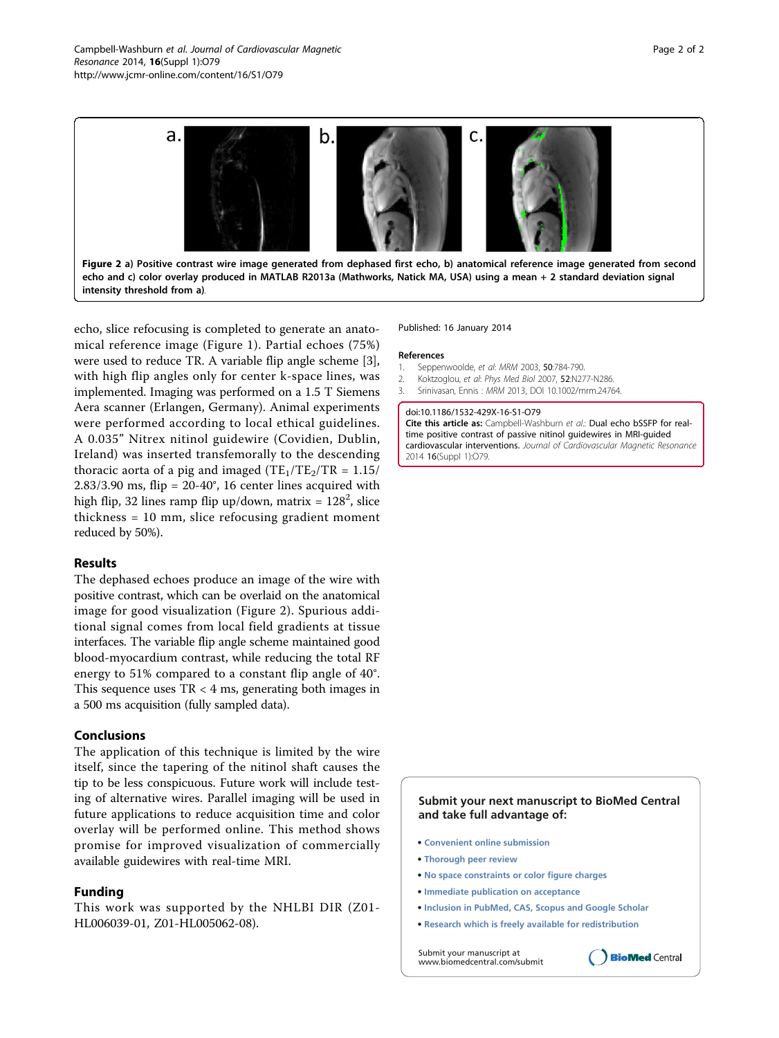a. b. c.

**Figure 2** a) Positive contrast wire image generated from dephased first echo, b) anatomical reference image generated from second echo and c) color overlay produced in MATLAB R2013a (Mathworks, Natick MA, USA) using a mean + 2 standard deviation signal intensity threshold from a).

echo, slice refocusing is completed to generate an anatomical reference image (Figure 1). Partial echoes (75%) were used to reduce TR. A variable flip angle scheme [3], with high flip angles only for center k-space lines, was implemented. Imaging was performed on a 1.5 T Siemens Aera scanner (Erlangen, Germany). Animal experiments were performed according to local ethical guidelines. A 0.035" Nitrex nitinol guidewire (Covidien, Dublin, Ireland) was inserted transfemorally to the descending thoracic aorta of a pig and imaged ($TE_1/TE_2/TR$ = 1.15/2.83/3.90 ms, flip = 20-40°, 16 center lines acquired with high flip, 32 lines ramp flip up/down, matrix = $128^2$, slice thickness = 10 mm, slice refocusing gradient moment reduced by 50%).

## Results

The dephased echoes produce an image of the wire with positive contrast, which can be overlaid on the anatomical image for good visualization (Figure 2). Spurious additional signal comes from local field gradients at tissue interfaces. The variable flip angle scheme maintained good blood-myocardium contrast, while reducing the total RF energy to 51% compared to a constant flip angle of 40°. This sequence uses TR < 4 ms, generating both images in a 500 ms acquisition (fully sampled data).

## Conclusions

The application of this technique is limited by the wire itself, since the tapering of the nitinol shaft causes the tip to be less conspicuous. Future work will include testing of alternative wires. Parallel imaging will be used in future applications to reduce acquisition time and color overlay will be performed online. This method shows promise for improved visualization of commercially available guidewires with real-time MRI.

## Funding

This work was supported by the NHLBI DIR (Z01-HL006039-01, Z01-HL005062-08).

Published: 16 January 2014

### References

1. Seppenwoolde, *et al*: *MRM* 2003, **50**:784-790.
2. Koktzoglou, *et al*: *Phys Med Biol* 2007, **52**:N277-N286.
3. Srinivasan, Ennis : *MRM* 2013, DOI 10.1002/mrm.24764.

doi:10.1186/1532-429X-16-S1-O79

**Cite this article as:** Campbell-Washburn *et al.*: Dual echo bSSFP for real-time positive contrast of passive nitinol guidewires in MRI-guided cardiovascular interventions. *Journal of Cardiovascular Magnetic Resonance* 2014 **16**(Suppl 1):O79.

**Submit your next manuscript to BioMed Central and take full advantage of:**

- Convenient online submission
- Thorough peer review
- No space constraints or color figure charges
- Immediate publication on acceptance
- Inclusion in PubMed, CAS, Scopus and Google Scholar
- Research which is freely available for redistribution

Submit your manuscript at
www.biomedcentral.com/submit

BioMed Central